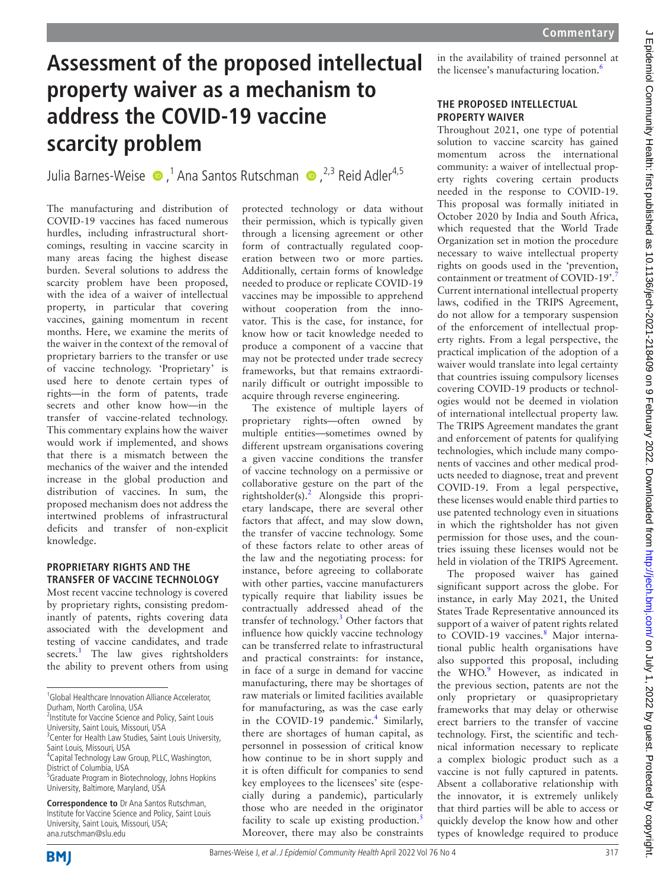# Assessment of the proposed intellectual property waiver as a mechanism to address the COVID-19 vaccine scarcity problem

Julia Barnes-Weise,[1] Ana Santos Rutschman,[2,3] Reid Adler[4,5]

The manufacturing and distribution of COVID-19 vaccines has faced numerous hurdles, including infrastructural shortcomings, resulting in vaccine scarcity in many areas facing the highest disease burden. Several solutions to address the scarcity problem have been proposed, with the idea of a waiver of intellectual property, in particular that covering vaccines, gaining momentum in recent months. Here, we examine the merits of the waiver in the context of the removal of proprietary barriers to the transfer or use of vaccine technology. 'Proprietary' is used here to denote certain types of rights—in the form of patents, trade secrets and other know how—in the transfer of vaccine-related technology. This commentary explains how the waiver would work if implemented, and shows that there is a mismatch between the mechanics of the waiver and the intended increase in the global production and distribution of vaccines. In sum, the proposed mechanism does not address the intertwined problems of infrastructural deficits and transfer of non-explicit knowledge.

## PROPRIETARY RIGHTS AND THE TRANSFER OF VACCINE TECHNOLOGY

Most recent vaccine technology is covered by proprietary rights, consisting predominantly of patents, rights covering data associated with the development and testing of vaccine candidates, and trade secrets.[1] The law gives rightsholders the ability to prevent others from using protected technology or data without their permission, which is typically given through a licensing agreement or other form of contractually regulated cooperation between two or more parties. Additionally, certain forms of knowledge needed to produce or replicate COVID-19 vaccines may be impossible to apprehend without cooperation from the innovator. This is the case, for instance, for know how or tacit knowledge needed to produce a component of a vaccine that may not be protected under trade secrecy frameworks, but that remains extraordinarily difficult or outright impossible to acquire through reverse engineering.

The existence of multiple layers of proprietary rights—often owned by multiple entities—sometimes owned by different upstream organisations covering a given vaccine conditions the transfer of vaccine technology on a permissive or collaborative gesture on the part of the rightsholder(s).[2] Alongside this proprietary landscape, there are several other factors that affect, and may slow down, the transfer of vaccine technology. Some of these factors relate to other areas of the law and the negotiating process: for instance, before agreeing to collaborate with other parties, vaccine manufacturers typically require that liability issues be contractually addressed ahead of the transfer of technology.[3] Other factors that influence how quickly vaccine technology can be transferred relate to infrastructural and practical constraints: for instance, in face of a surge in demand for vaccine manufacturing, there may be shortages of raw materials or limited facilities available for manufacturing, as was the case early in the COVID-19 pandemic.[4] Similarly, there are shortages of human capital, as personnel in possession of critical know how continue to be in short supply and it is often difficult for companies to send key employees to the licensees' site (especially during a pandemic), particularly those who are needed in the originator facility to scale up existing production.[5] Moreover, there may also be constraints in the availability of trained personnel at the licensee's manufacturing location.[6]

## THE PROPOSED INTELLECTUAL PROPERTY WAIVER

Throughout 2021, one type of potential solution to vaccine scarcity has gained momentum across the international community: a waiver of intellectual property rights covering certain products needed in the response to COVID-19. This proposal was formally initiated in October 2020 by India and South Africa, which requested that the World Trade Organization set in motion the procedure necessary to waive intellectual property rights on goods used in the 'prevention, containment or treatment of COVID-19'.[7] Current international intellectual property laws, codified in the TRIPS Agreement, do not allow for a temporary suspension of the enforcement of intellectual property rights. From a legal perspective, the practical implication of the adoption of a waiver would translate into legal certainty that countries issuing compulsory licenses covering COVID-19 products or technologies would not be deemed in violation of international intellectual property law. The TRIPS Agreement mandates the grant and enforcement of patents for qualifying technologies, which include many components of vaccines and other medical products needed to diagnose, treat and prevent COVID-19. From a legal perspective, these licenses would enable third parties to use patented technology even in situations in which the rightsholder has not given permission for those uses, and the countries issuing these licenses would not be held in violation of the TRIPS Agreement.

The proposed waiver has gained significant support across the globe. For instance, in early May 2021, the United States Trade Representative announced its support of a waiver of patent rights related to COVID-19 vaccines.[8] Major international public health organisations have also supported this proposal, including the WHO.[9] However, as indicated in the previous section, patents are not the only proprietary or quasiproprietary frameworks that may delay or otherwise erect barriers to the transfer of vaccine technology. First, the scientific and technical information necessary to replicate a complex biologic product such as a vaccine is not fully captured in patents. Absent a collaborative relationship with the innovator, it is extremely unlikely that third parties will be able to access or quickly develop the know how and other types of knowledge required to produce

---

[1]Global Healthcare Innovation Alliance Accelerator, Durham, North Carolina, USA
[2]Institute for Vaccine Science and Policy, Saint Louis University, Saint Louis, Missouri, USA
[3]Center for Health Law Studies, Saint Louis University, Saint Louis, Missouri, USA
[4]Capital Technology Law Group, PLLC, Washington, District of Columbia, USA
[5]Graduate Program in Biotechnology, Johns Hopkins University, Baltimore, Maryland, USA

**Correspondence to** Dr Ana Santos Rutschman, Institute for Vaccine Science and Policy, Saint Louis University, Saint Louis, Missouri, USA; ana.rutschman@slu.edu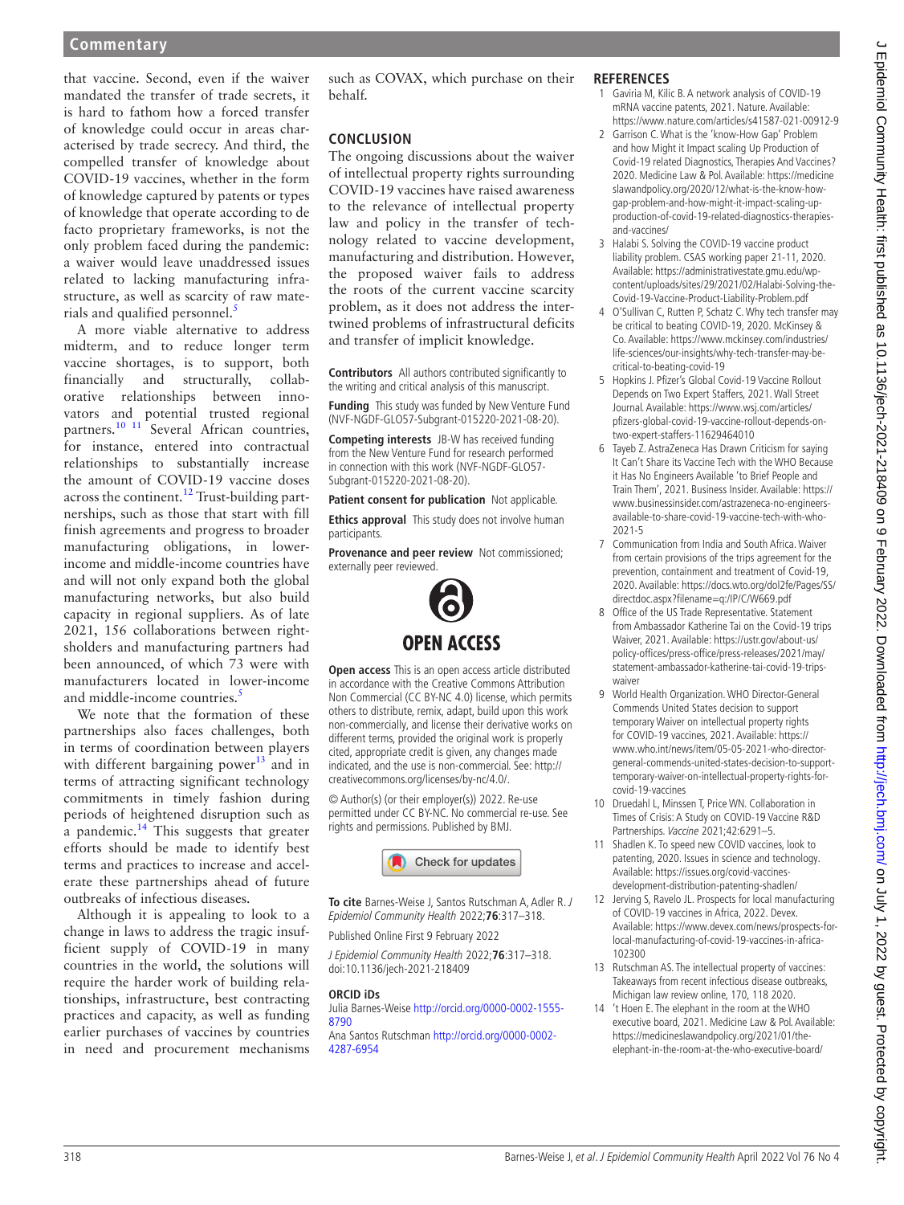that vaccine. Second, even if the waiver mandated the transfer of trade secrets, it is hard to fathom how a forced transfer of knowledge could occur in areas characterised by trade secrecy. And third, the compelled transfer of knowledge about COVID-19 vaccines, whether in the form of knowledge captured by patents or types of knowledge that operate according to de facto proprietary frameworks, is not the only problem faced during the pandemic: a waiver would leave unaddressed issues related to lacking manufacturing infrastructure, as well as scarcity of raw materials and qualified personnel.[5]

A more viable alternative to address midterm, and to reduce longer term vaccine shortages, is to support, both financially and structurally, collaborative relationships between innovators and potential trusted regional partners.[10 11] Several African countries, for instance, entered into contractual relationships to substantially increase the amount of COVID-19 vaccine doses across the continent.[12] Trust-building partnerships, such as those that start with fill finish agreements and progress to broader manufacturing obligations, in lower-income and middle-income countries have and will not only expand both the global manufacturing networks, but also build capacity in regional suppliers. As of late 2021, 156 collaborations between rightsholders and manufacturing partners had been announced, of which 73 were with manufacturers located in lower-income and middle-income countries.[5]

We note that the formation of these partnerships also faces challenges, both in terms of coordination between players with different bargaining power[13] and in terms of attracting significant technology commitments in timely fashion during periods of heightened disruption such as a pandemic.[14] This suggests that greater efforts should be made to identify best terms and practices to increase and accelerate these partnerships ahead of future outbreaks of infectious diseases.

Although it is appealing to look to a change in laws to address the tragic insufficient supply of COVID-19 in many countries in the world, the solutions will require the harder work of building relationships, infrastructure, best contracting practices and capacity, as well as funding earlier purchases of vaccines by countries in need and procurement mechanisms such as COVAX, which purchase on their behalf.

## CONCLUSION

The ongoing discussions about the waiver of intellectual property rights surrounding COVID-19 vaccines have raised awareness to the relevance of intellectual property law and policy in the transfer of technology related to vaccine development, manufacturing and distribution. However, the proposed waiver fails to address the roots of the current vaccine scarcity problem, as it does not address the intertwined problems of infrastructural deficits and transfer of implicit knowledge.

**Contributors** All authors contributed significantly to the writing and critical analysis of this manuscript.

**Funding** This study was funded by New Venture Fund (NVF-NGDF-GLO57-Subgrant-015220-2021-08-20).

**Competing interests** JB-W has received funding from the New Venture Fund for research performed in connection with this work (NVF-NGDF-GLO57-Subgrant-015220-2021-08-20).

**Patient consent for publication** Not applicable.

**Ethics approval** This study does not involve human participants.

**Provenance and peer review** Not commissioned; externally peer reviewed.

OPEN ACCESS

**Open access** This is an open access article distributed in accordance with the Creative Commons Attribution Non Commercial (CC BY-NC 4.0) license, which permits others to distribute, remix, adapt, build upon this work non-commercially, and license their derivative works on different terms, provided the original work is properly cited, appropriate credit is given, any changes made indicated, and the use is non-commercial. See: http://creativecommons.org/licenses/by-nc/4.0/.

© Author(s) (or their employer(s)) 2022. Re-use permitted under CC BY-NC. No commercial re-use. See rights and permissions. Published by BMJ.

Check for updates

**To cite** Barnes-Weise J, Santos Rutschman A, Adler R. *J Epidemiol Community Health* 2022;**76**:317–318.

Published Online First 9 February 2022

*J Epidemiol Community Health* 2022;**76**:317–318. doi:10.1136/jech-2021-218409

**ORCID iDs**

Julia Barnes-Weise http://orcid.org/0000-0002-1555-8790

Ana Santos Rutschman http://orcid.org/0000-0002-4287-6954

## REFERENCES

1. Gaviria M, Kilic B. A network analysis of COVID-19 mRNA vaccine patents, 2021. Nature. Available: https://www.nature.com/articles/s41587-021-00912-9
2. Garrison C. What is the 'know-How Gap' Problem and how Might it Impact scaling Up Production of Covid-19 related Diagnostics, Therapies And Vaccines? 2020. Medicine Law & Pol. Available: https://medicinesla wandpolicy.org/2020/12/what-is-the-know-how-gap-problem-and-how-might-it-impact-scaling-up-production-of-covid-19-related-diagnostics-therapies-and-vaccines/
3. Halabi S. Solving the COVID-19 vaccine product liability problem. CSAS working paper 21-11, 2020. Available: https://administrativestate.gmu.edu/wp-content/uploads/sites/29/2021/02/Halabi-Solving-the-Covid-19-Vaccine-Product-Liability-Problem.pdf
4. O'Sullivan C, Rutten P, Schatz C. Why tech transfer may be critical to beating COVID-19, 2020. McKinsey & Co. Available: https://www.mckinsey.com/industries/life-sciences/our-insights/why-tech-transfer-may-be-critical-to-beating-covid-19
5. Hopkins J. Pfizer's Global Covid-19 Vaccine Rollout Depends on Two Expert Staffers, 2021. Wall Street Journal. Available: https://www.wsj.com/articles/pfizers-global-covid-19-vaccine-rollout-depends-on-two-expert-staffers-11629464010
6. Tayeb Z. AstraZeneca Has Drawn Criticism for saying It Can't Share its Vaccine Tech with the WHO Because it Has No Engineers Available 'to Brief People and Train Them', 2021. Business Insider. Available: https://www.businessinsider.com/astrazeneca-no-engineers-available-to-share-covid-19-vaccine-tech-with-who-2021-5
7. Communication from India and South Africa. Waiver from certain provisions of the trips agreement for the prevention, containment and treatment of Covid-19, 2020. Available: https://docs.wto.org/dol2fe/Pages/SS/directdoc.aspx?filename=q:/IP/C/W669.pdf
8. Office of the US Trade Representative. Statement from Ambassador Katherine Tai on the Covid-19 trips Waiver, 2021. Available: https://ustr.gov/about-us/policy-offices/press-office/press-releases/2021/may/statement-ambassador-katherine-tai-covid-19-trips-waiver
9. World Health Organization. WHO Director-General Commends United States decision to support temporary Waiver on intellectual property rights for COVID-19 vaccines, 2021. Available: https://www.who.int/news/item/05-05-2021-who-director-general-commends-united-states-decision-to-support-temporary-waiver-on-intellectual-property-rights-for-covid-19-vaccines
10. Druedahl L, Minssen T, Price WN. Collaboration in Times of Crisis: A Study on COVID-19 Vaccine R&D Partnerships. *Vaccine* 2021;42:6291–5.
11. Shadlen K. To speed new COVID vaccines, look to patenting, 2020. Issues in science and technology. Available: https://issues.org/covid-vaccines-development-distribution-patenting-shadlen/
12. Jerving S, Ravelo JL. Prospects for local manufacturing of COVID-19 vaccines in Africa, 2022. Devex. Available: https://www.devex.com/news/prospects-for-local-manufacturing-of-covid-19-vaccines-in-africa-102300
13. Rutschman AS. The intellectual property of vaccines: Takeaways from recent infectious disease outbreaks, Michigan law review online, 170, 118 2020.
14. 't Hoen E. The elephant in the room at the WHO executive board, 2021. Medicine Law & Pol. Available: https://medicineslawandpolicy.org/2021/01/the-elephant-in-the-room-at-the-who-executive-board/